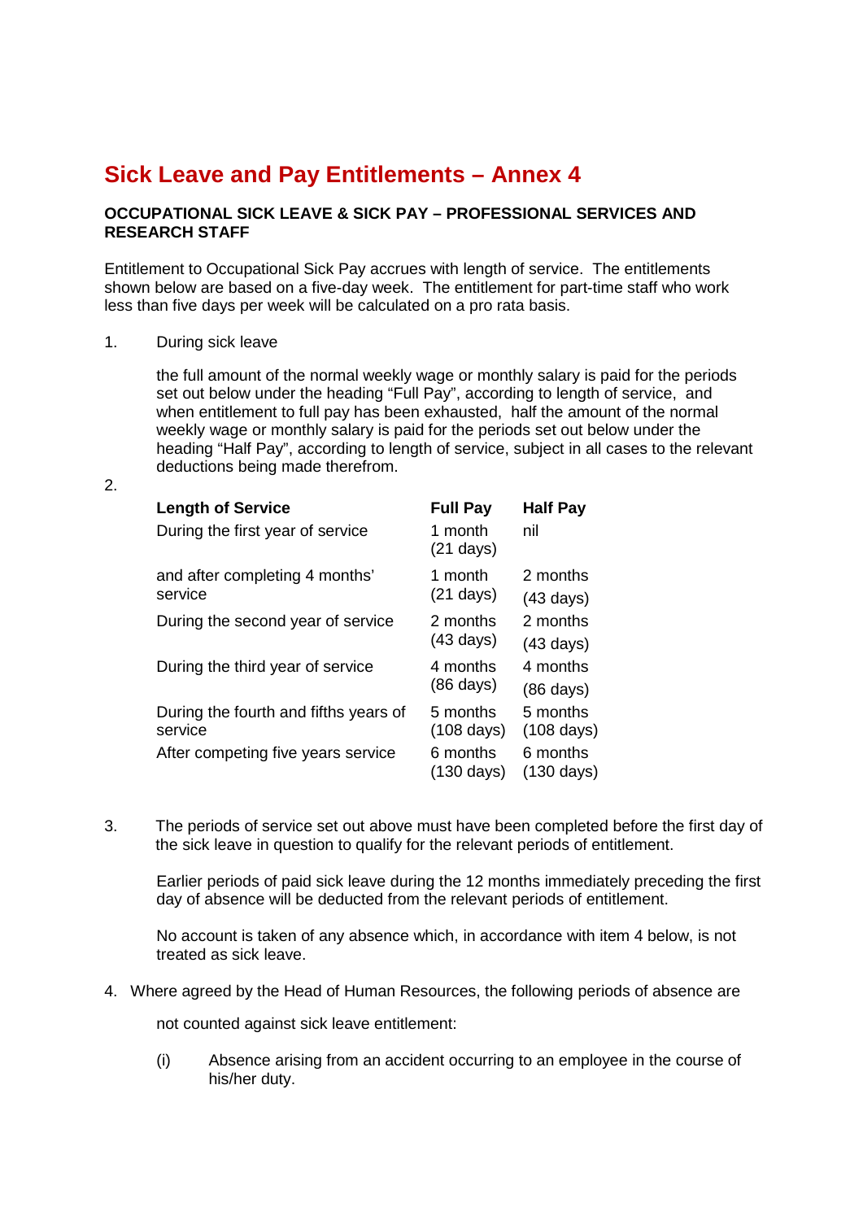# Sick Leave and Pay Entitlements – Annex 4

**OCCUPATIONAL SICK LEAVE & SICK PAY – PROFESSIONAL SERVICES AND RESEARCH STAFF**

Entitlement to Occupational Sick Pay accrues with length of service. The entitlements shown below are based on a five-day week. The entitlement for part-time staff who work less than five days per week will be calculated on a pro rata basis.

1. During sick leave

   the full amount of the normal weekly wage or monthly salary is paid for the periods set out below under the heading "Full Pay", according to length of service, and when entitlement to full pay has been exhausted, half the amount of the normal weekly wage or monthly salary is paid for the periods set out below under the heading "Half Pay", according to length of service, subject in all cases to the relevant deductions being made therefrom.

2.

| Length of Service | Full Pay | Half Pay |
|---|---|---|
| During the first year of service | 1 month (21 days) | nil |
| and after completing 4 months' service | 1 month (21 days) | 2 months (43 days) |
| During the second year of service | 2 months (43 days) | 2 months (43 days) |
| During the third year of service | 4 months (86 days) | 4 months (86 days) |
| During the fourth and fifths years of service | 5 months (108 days) | 5 months (108 days) |
| After competing five years service | 6 months (130 days) | 6 months (130 days) |

3. The periods of service set out above must have been completed before the first day of the sick leave in question to qualify for the relevant periods of entitlement.

   Earlier periods of paid sick leave during the 12 months immediately preceding the first day of absence will be deducted from the relevant periods of entitlement.

   No account is taken of any absence which, in accordance with item 4 below, is not treated as sick leave.

4. Where agreed by the Head of Human Resources, the following periods of absence are

   not counted against sick leave entitlement:

   (i) Absence arising from an accident occurring to an employee in the course of his/her duty.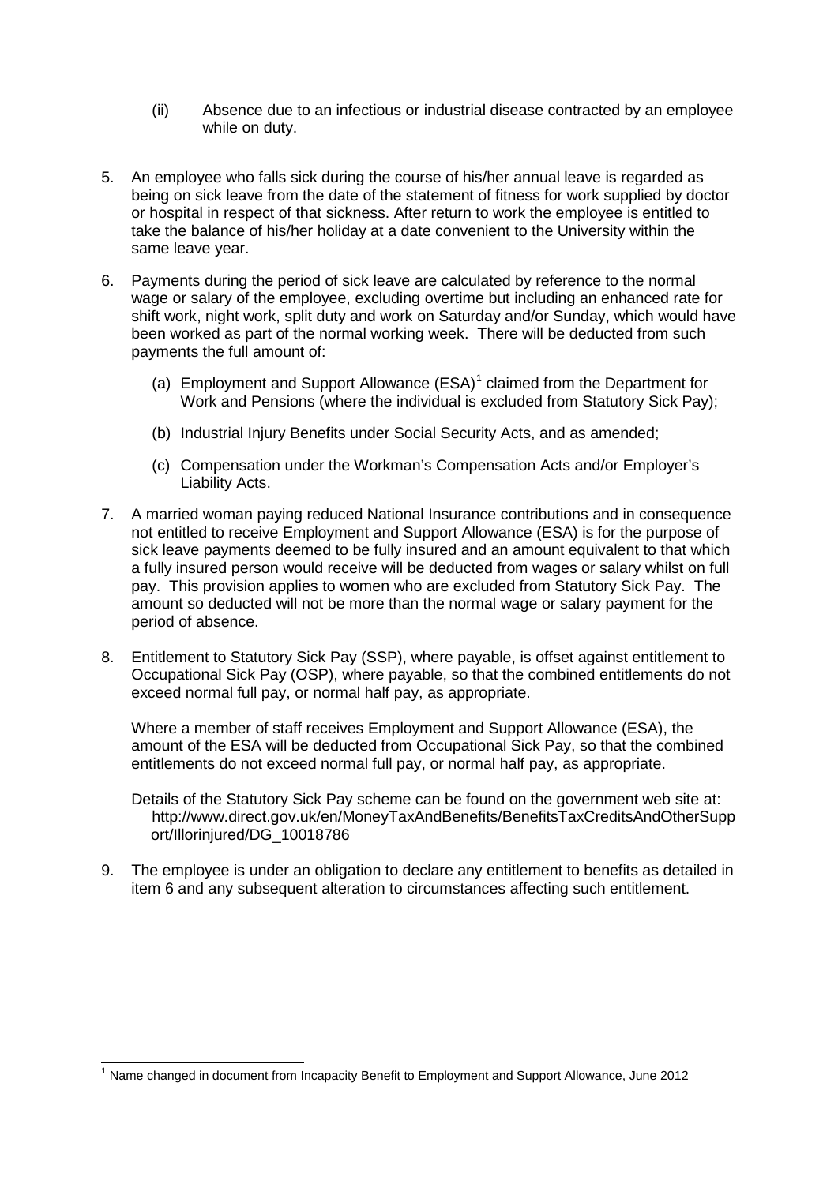(ii) Absence due to an infectious or industrial disease contracted by an employee while on duty.

5. An employee who falls sick during the course of his/her annual leave is regarded as being on sick leave from the date of the statement of fitness for work supplied by doctor or hospital in respect of that sickness. After return to work the employee is entitled to take the balance of his/her holiday at a date convenient to the University within the same leave year.

6. Payments during the period of sick leave are calculated by reference to the normal wage or salary of the employee, excluding overtime but including an enhanced rate for shift work, night work, split duty and work on Saturday and/or Sunday, which would have been worked as part of the normal working week. There will be deducted from such payments the full amount of:

   (a) Employment and Support Allowance (ESA)[1] claimed from the Department for Work and Pensions (where the individual is excluded from Statutory Sick Pay);

   (b) Industrial Injury Benefits under Social Security Acts, and as amended;

   (c) Compensation under the Workman's Compensation Acts and/or Employer's Liability Acts.

7. A married woman paying reduced National Insurance contributions and in consequence not entitled to receive Employment and Support Allowance (ESA) is for the purpose of sick leave payments deemed to be fully insured and an amount equivalent to that which a fully insured person would receive will be deducted from wages or salary whilst on full pay. This provision applies to women who are excluded from Statutory Sick Pay. The amount so deducted will not be more than the normal wage or salary payment for the period of absence.

8. Entitlement to Statutory Sick Pay (SSP), where payable, is offset against entitlement to Occupational Sick Pay (OSP), where payable, so that the combined entitlements do not exceed normal full pay, or normal half pay, as appropriate.

   Where a member of staff receives Employment and Support Allowance (ESA), the amount of the ESA will be deducted from Occupational Sick Pay, so that the combined entitlements do not exceed normal full pay, or normal half pay, as appropriate.

   Details of the Statutory Sick Pay scheme can be found on the government web site at: http://www.direct.gov.uk/en/MoneyTaxAndBenefits/BenefitsTaxCreditsAndOtherSupport/Illorinjured/DG_10018786

9. The employee is under an obligation to declare any entitlement to benefits as detailed in item 6 and any subsequent alteration to circumstances affecting such entitlement.

[1] Name changed in document from Incapacity Benefit to Employment and Support Allowance, June 2012